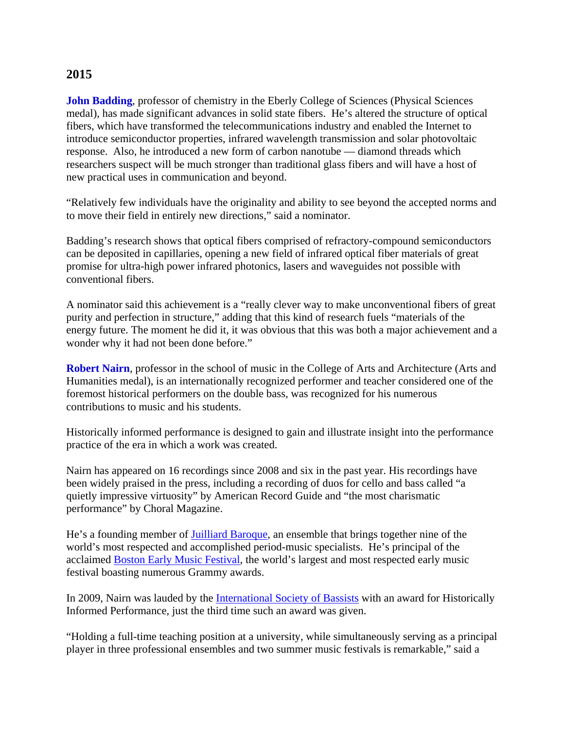## 2015

**John Badding**, professor of chemistry in the Eberly College of Sciences (Physical Sciences medal), has made significant advances in solid state fibers. He's altered the structure of optical fibers, which have transformed the telecommunications industry and enabled the Internet to introduce semiconductor properties, infrared wavelength transmission and solar photovoltaic response. Also, he introduced a new form of carbon nanotube — diamond threads which researchers suspect will be much stronger than traditional glass fibers and will have a host of new practical uses in communication and beyond.

"Relatively few individuals have the originality and ability to see beyond the accepted norms and to move their field in entirely new directions," said a nominator.

Badding's research shows that optical fibers comprised of refractory-compound semiconductors can be deposited in capillaries, opening a new field of infrared optical fiber materials of great promise for ultra-high power infrared photonics, lasers and waveguides not possible with conventional fibers.

A nominator said this achievement is a "really clever way to make unconventional fibers of great purity and perfection in structure," adding that this kind of research fuels "materials of the energy future. The moment he did it, it was obvious that this was both a major achievement and a wonder why it had not been done before."

**Robert Nairn**, professor in the school of music in the College of Arts and Architecture (Arts and Humanities medal), is an internationally recognized performer and teacher considered one of the foremost historical performers on the double bass, was recognized for his numerous contributions to music and his students.

Historically informed performance is designed to gain and illustrate insight into the performance practice of the era in which a work was created.

Nairn has appeared on 16 recordings since 2008 and six in the past year. His recordings have been widely praised in the press, including a recording of duos for cello and bass called "a quietly impressive virtuosity" by American Record Guide and "the most charismatic performance" by Choral Magazine.

He's a founding member of Juilliard Baroque, an ensemble that brings together nine of the world's most respected and accomplished period-music specialists. He's principal of the acclaimed Boston Early Music Festival, the world's largest and most respected early music festival boasting numerous Grammy awards.

In 2009, Nairn was lauded by the International Society of Bassists with an award for Historically Informed Performance, just the third time such an award was given.

"Holding a full-time teaching position at a university, while simultaneously serving as a principal player in three professional ensembles and two summer music festivals is remarkable," said a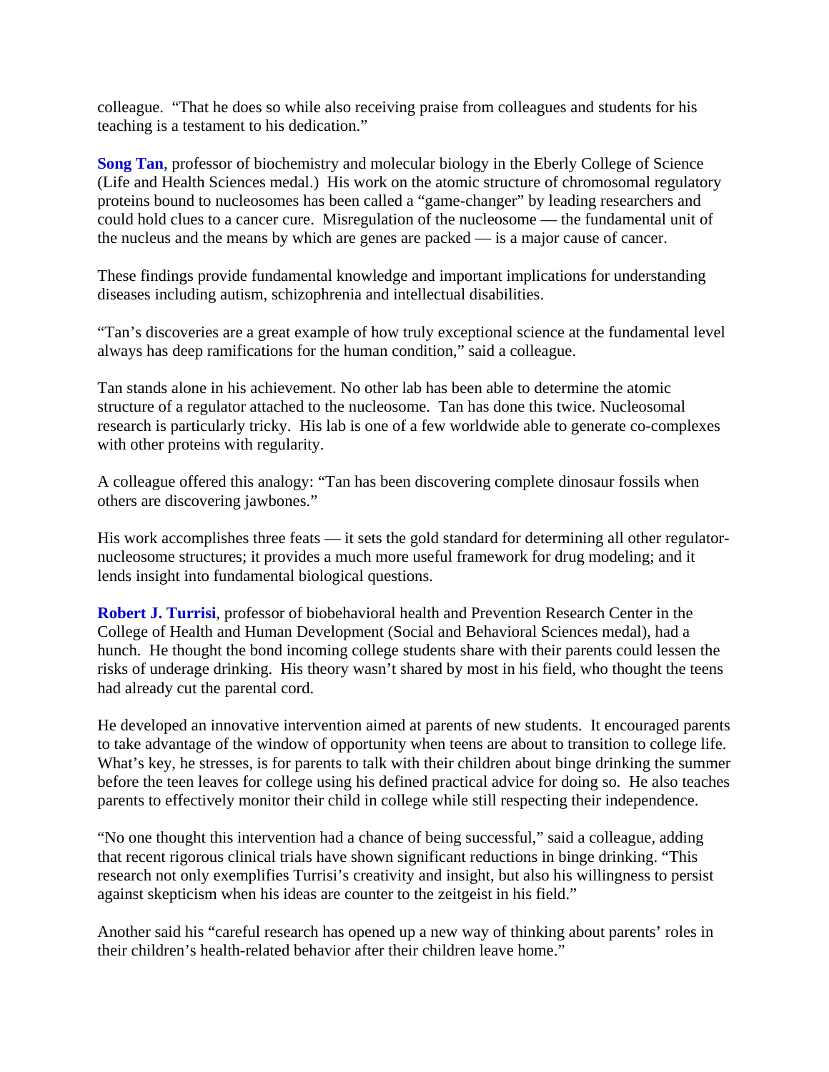colleague. "That he does so while also receiving praise from colleagues and students for his teaching is a testament to his dedication."

**Song Tan**, professor of biochemistry and molecular biology in the Eberly College of Science (Life and Health Sciences medal.) His work on the atomic structure of chromosomal regulatory proteins bound to nucleosomes has been called a "game-changer" by leading researchers and could hold clues to a cancer cure. Misregulation of the nucleosome — the fundamental unit of the nucleus and the means by which are genes are packed — is a major cause of cancer.

These findings provide fundamental knowledge and important implications for understanding diseases including autism, schizophrenia and intellectual disabilities.

"Tan's discoveries are a great example of how truly exceptional science at the fundamental level always has deep ramifications for the human condition," said a colleague.

Tan stands alone in his achievement. No other lab has been able to determine the atomic structure of a regulator attached to the nucleosome. Tan has done this twice. Nucleosomal research is particularly tricky. His lab is one of a few worldwide able to generate co-complexes with other proteins with regularity.

A colleague offered this analogy: "Tan has been discovering complete dinosaur fossils when others are discovering jawbones."

His work accomplishes three feats — it sets the gold standard for determining all other regulator-nucleosome structures; it provides a much more useful framework for drug modeling; and it lends insight into fundamental biological questions.

**Robert J. Turrisi**, professor of biobehavioral health and Prevention Research Center in the College of Health and Human Development (Social and Behavioral Sciences medal), had a hunch. He thought the bond incoming college students share with their parents could lessen the risks of underage drinking. His theory wasn't shared by most in his field, who thought the teens had already cut the parental cord.

He developed an innovative intervention aimed at parents of new students. It encouraged parents to take advantage of the window of opportunity when teens are about to transition to college life. What's key, he stresses, is for parents to talk with their children about binge drinking the summer before the teen leaves for college using his defined practical advice for doing so. He also teaches parents to effectively monitor their child in college while still respecting their independence.

"No one thought this intervention had a chance of being successful," said a colleague, adding that recent rigorous clinical trials have shown significant reductions in binge drinking. "This research not only exemplifies Turrisi's creativity and insight, but also his willingness to persist against skepticism when his ideas are counter to the zeitgeist in his field."

Another said his "careful research has opened up a new way of thinking about parents' roles in their children's health-related behavior after their children leave home."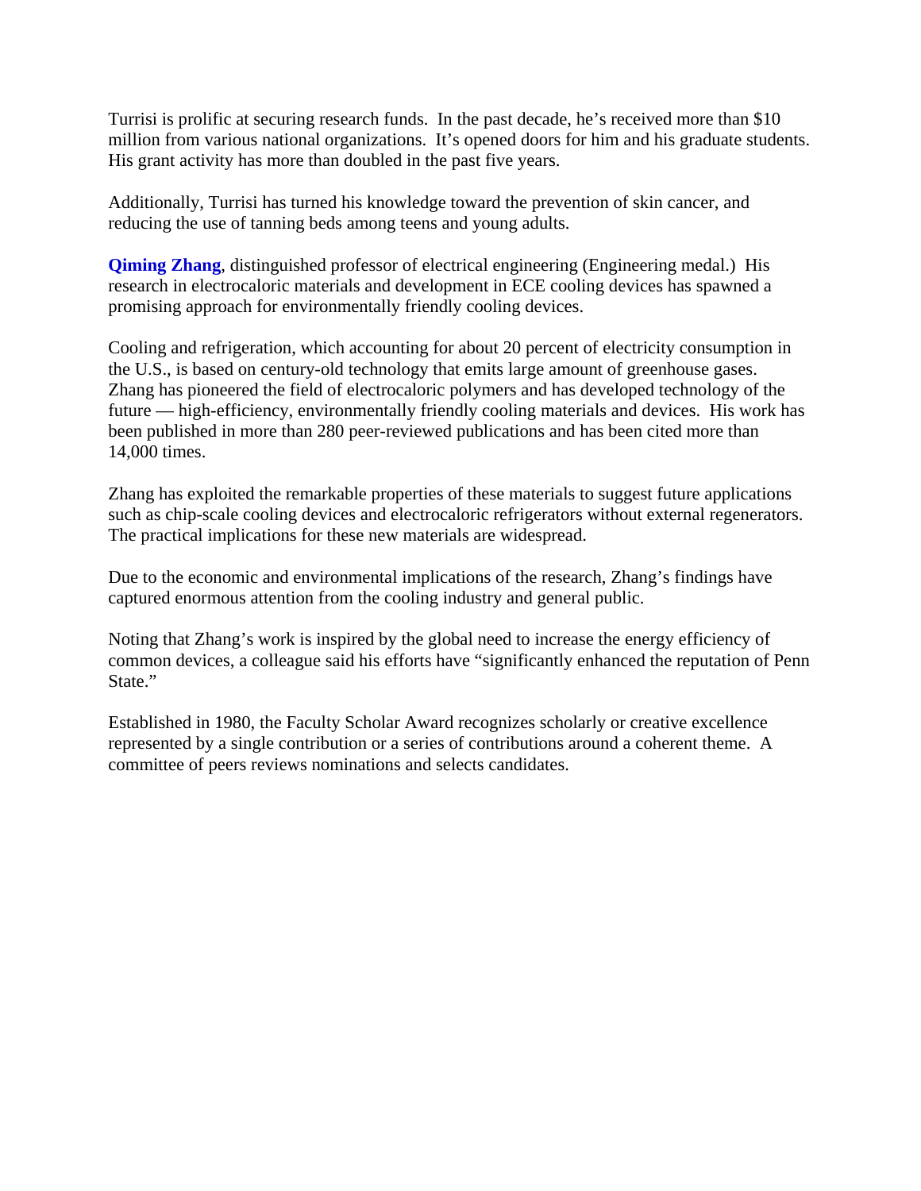Turrisi is prolific at securing research funds. In the past decade, he's received more than $10 million from various national organizations. It's opened doors for him and his graduate students. His grant activity has more than doubled in the past five years.

Additionally, Turrisi has turned his knowledge toward the prevention of skin cancer, and reducing the use of tanning beds among teens and young adults.

**Qiming Zhang**, distinguished professor of electrical engineering (Engineering medal.) His research in electrocaloric materials and development in ECE cooling devices has spawned a promising approach for environmentally friendly cooling devices.

Cooling and refrigeration, which accounting for about 20 percent of electricity consumption in the U.S., is based on century-old technology that emits large amount of greenhouse gases. Zhang has pioneered the field of electrocaloric polymers and has developed technology of the future — high-efficiency, environmentally friendly cooling materials and devices. His work has been published in more than 280 peer-reviewed publications and has been cited more than 14,000 times.

Zhang has exploited the remarkable properties of these materials to suggest future applications such as chip-scale cooling devices and electrocaloric refrigerators without external regenerators. The practical implications for these new materials are widespread.

Due to the economic and environmental implications of the research, Zhang's findings have captured enormous attention from the cooling industry and general public.

Noting that Zhang's work is inspired by the global need to increase the energy efficiency of common devices, a colleague said his efforts have "significantly enhanced the reputation of Penn State."

Established in 1980, the Faculty Scholar Award recognizes scholarly or creative excellence represented by a single contribution or a series of contributions around a coherent theme. A committee of peers reviews nominations and selects candidates.